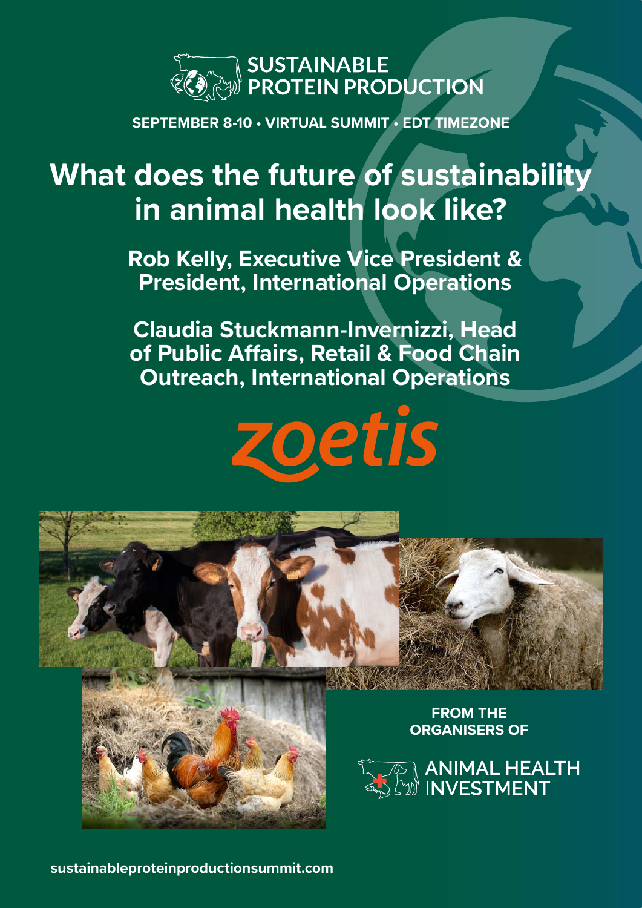SUSTAINABLE PROTEIN PRODUCTION

**SEPTEMBER 8-10 • VIRTUAL SUMMIT • EDT TIMEZONE**

# What does the future of sustainability in animal health look like?

**Rob Kelly, Executive Vice President & President, International Operations**

**Claudia Stuckmann-Invernizzi, Head of Public Affairs, Retail & Food Chain Outreach, International Operations**

zoetis

**FROM THE ORGANISERS OF**

ANIMAL HEALTH INVESTMENT

**sustainableproteinproductionsummit.com**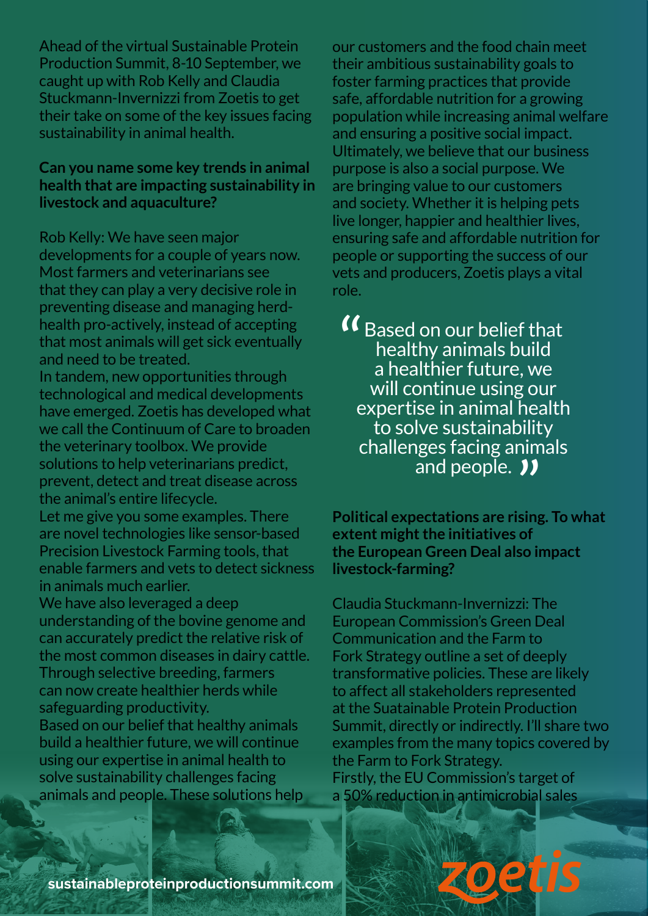Ahead of the virtual Sustainable Protein Production Summit, 8-10 September, we caught up with Rob Kelly and Claudia Stuckmann-Invernizzi from Zoetis to get their take on some of the key issues facing sustainability in animal health.

**Can you name some key trends in animal health that are impacting sustainability in livestock and aquaculture?**

Rob Kelly: We have seen major developments for a couple of years now. Most farmers and veterinarians see that they can play a very decisive role in preventing disease and managing herd-health pro-actively, instead of accepting that most animals will get sick eventually and need to be treated.

In tandem, new opportunities through technological and medical developments have emerged. Zoetis has developed what we call the Continuum of Care to broaden the veterinary toolbox. We provide solutions to help veterinarians predict, prevent, detect and treat disease across the animal's entire lifecycle.

Let me give you some examples. There are novel technologies like sensor-based Precision Livestock Farming tools, that enable farmers and vets to detect sickness in animals much earlier.

We have also leveraged a deep understanding of the bovine genome and can accurately predict the relative risk of the most common diseases in dairy cattle. Through selective breeding, farmers can now create healthier herds while safeguarding productivity.

Based on our belief that healthy animals build a healthier future, we will continue using our expertise in animal health to solve sustainability challenges facing animals and people. These solutions help our customers and the food chain meet their ambitious sustainability goals to foster farming practices that provide safe, affordable nutrition for a growing population while increasing animal welfare and ensuring a positive social impact. Ultimately, we believe that our business purpose is also a social purpose. We are bringing value to our customers and society. Whether it is helping pets live longer, happier and healthier lives, ensuring safe and affordable nutrition for people or supporting the success of our vets and producers, Zoetis plays a vital role.

> "Based on our belief that healthy animals build a healthier future, we will continue using our expertise in animal health to solve sustainability challenges facing animals and people."

**Political expectations are rising. To what extent might the initiatives of the European Green Deal also impact livestock-farming?**

Claudia Stuckmann-Invernizzi: The European Commission's Green Deal Communication and the Farm to Fork Strategy outline a set of deeply transformative policies. These are likely to affect all stakeholders represented at the Suatainable Protein Production Summit, directly or indirectly. I'll share two examples from the many topics covered by the Farm to Fork Strategy.

Firstly, the EU Commission's target of a 50% reduction in antimicrobial sales

sustainableproteinproductionsummit.com

zoetis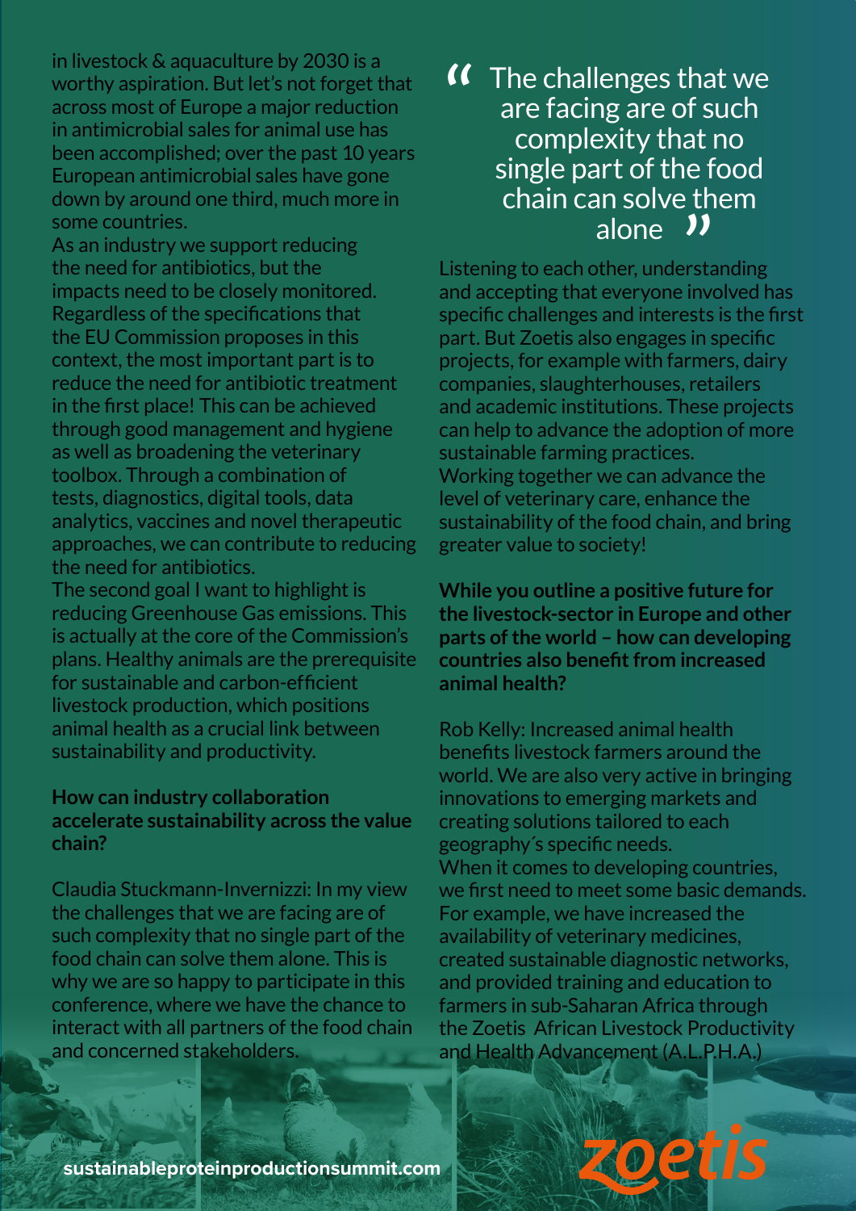in livestock & aquaculture by 2030 is a worthy aspiration. But let's not forget that across most of Europe a major reduction in antimicrobial sales for animal use has been accomplished; over the past 10 years European antimicrobial sales have gone down by around one third, much more in some countries.

As an industry we support reducing the need for antibiotics, but the impacts need to be closely monitored. Regardless of the specifications that the EU Commission proposes in this context, the most important part is to reduce the need for antibiotic treatment in the first place! This can be achieved through good management and hygiene as well as broadening the veterinary toolbox. Through a combination of tests, diagnostics, digital tools, data analytics, vaccines and novel therapeutic approaches, we can contribute to reducing the need for antibiotics.

The second goal I want to highlight is reducing Greenhouse Gas emissions. This is actually at the core of the Commission's plans. Healthy animals are the prerequisite for sustainable and carbon-efficient livestock production, which positions animal health as a crucial link between sustainability and productivity.

**How can industry collaboration accelerate sustainability across the value chain?**

Claudia Stuckmann-Invernizzi: In my view the challenges that we are facing are of such complexity that no single part of the food chain can solve them alone. This is why we are so happy to participate in this conference, where we have the chance to interact with all partners of the food chain and concerned stakeholders.

> "The challenges that we are facing are of such complexity that no single part of the food chain can solve them alone"

Listening to each other, understanding and accepting that everyone involved has specific challenges and interests is the first part. But Zoetis also engages in specific projects, for example with farmers, dairy companies, slaughterhouses, retailers and academic institutions. These projects can help to advance the adoption of more sustainable farming practices.

Working together we can advance the level of veterinary care, enhance the sustainability of the food chain, and bring greater value to society!

**While you outline a positive future for the livestock-sector in Europe and other parts of the world – how can developing countries also benefit from increased animal health?**

Rob Kelly: Increased animal health benefits livestock farmers around the world. We are also very active in bringing innovations to emerging markets and creating solutions tailored to each geography´s specific needs.

When it comes to developing countries, we first need to meet some basic demands. For example, we have increased the availability of veterinary medicines, created sustainable diagnostic networks, and provided training and education to farmers in sub-Saharan Africa through the Zoetis African Livestock Productivity and Health Advancement (A.L.P.H.A.)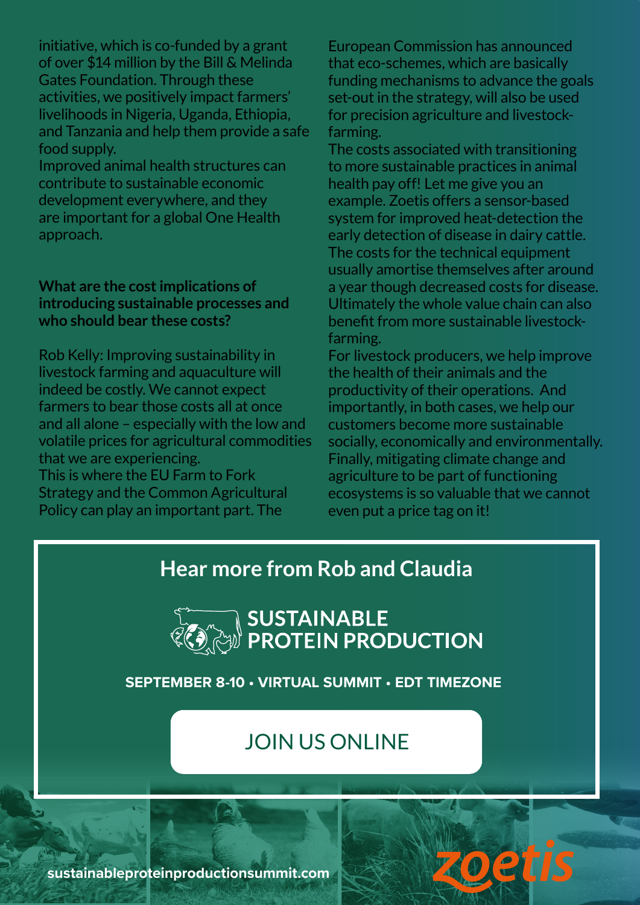initiative, which is co-funded by a grant of over $14 million by the Bill & Melinda Gates Foundation. Through these activities, we positively impact farmers' livelihoods in Nigeria, Uganda, Ethiopia, and Tanzania and help them provide a safe food supply.

Improved animal health structures can contribute to sustainable economic development everywhere, and they are important for a global One Health approach.

**What are the cost implications of introducing sustainable processes and who should bear these costs?**

Rob Kelly: Improving sustainability in livestock farming and aquaculture will indeed be costly. We cannot expect farmers to bear those costs all at once and all alone – especially with the low and volatile prices for agricultural commodities that we are experiencing.

This is where the EU Farm to Fork Strategy and the Common Agricultural Policy can play an important part. The European Commission has announced that eco-schemes, which are basically funding mechanisms to advance the goals set-out in the strategy, will also be used for precision agriculture and livestock-farming.

The costs associated with transitioning to more sustainable practices in animal health pay off! Let me give you an example. Zoetis offers a sensor-based system for improved heat-detection the early detection of disease in dairy cattle. The costs for the technical equipment usually amortise themselves after around a year though decreased costs for disease. Ultimately the whole value chain can also benefit from more sustainable livestock-farming.

For livestock producers, we help improve the health of their animals and the productivity of their operations. And importantly, in both cases, we help our customers become more sustainable socially, economically and environmentally. Finally, mitigating climate change and agriculture to be part of functioning ecosystems is so valuable that we cannot even put a price tag on it!

## Hear more from Rob and Claudia

**SUSTAINABLE PROTEIN PRODUCTION**

**SEPTEMBER 8-10 • VIRTUAL SUMMIT • EDT TIMEZONE**

JOIN US ONLINE

**sustainableproteinproductionsummit.com**

zoetis